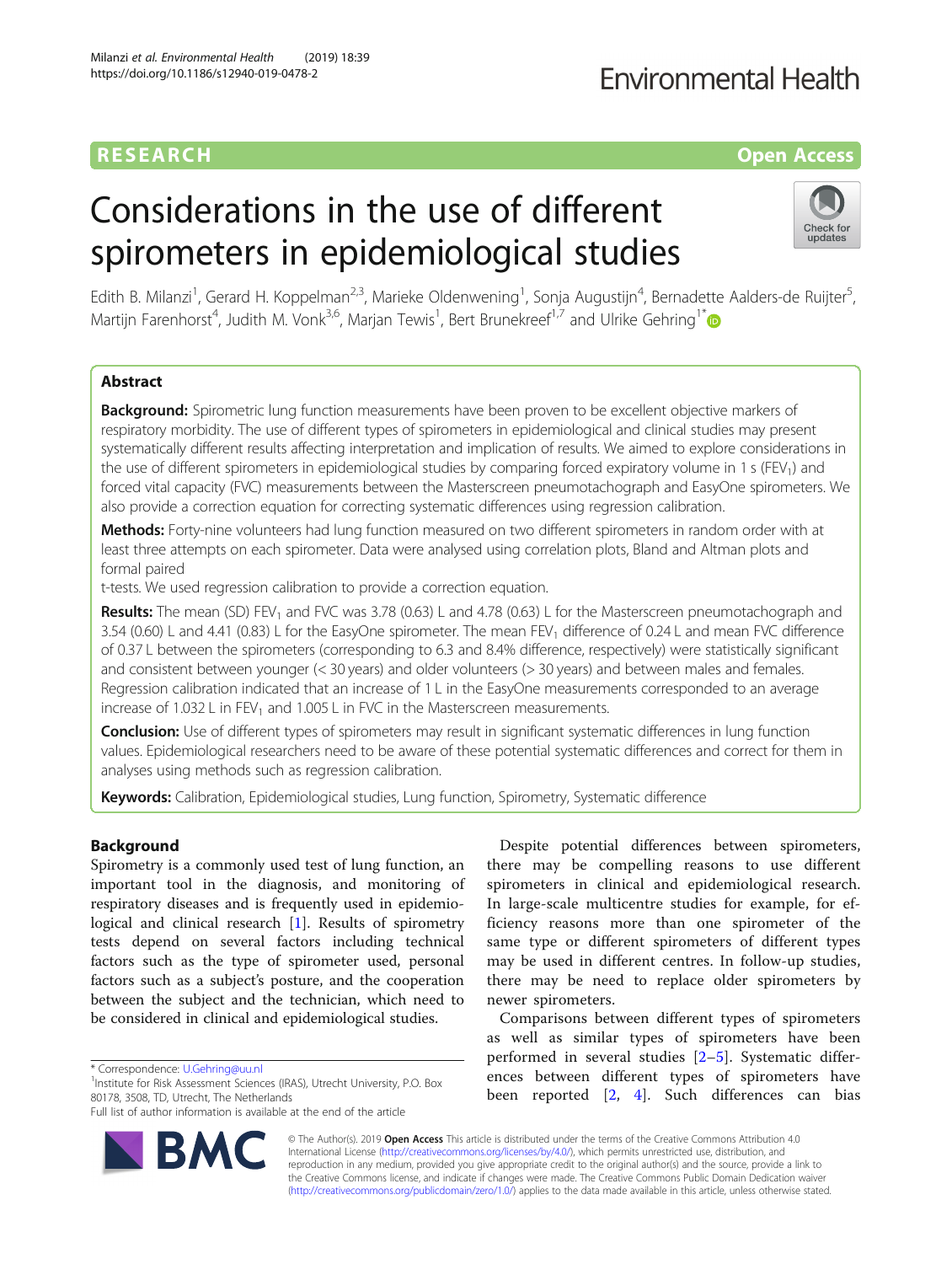RESEARCH | Open Access

# Considerations in the use of different spirometers in epidemiological studies

Edith B. Milanzi[1], Gerard H. Koppelman[2,3], Marieke Oldenwening[1], Sonja Augustijn[4], Bernadette Aalders-de Ruijter[5], Martijn Farenhorst[4], Judith M. Vonk[3,6], Marjan Tewis[1], Bert Brunekreef[1,7] and Ulrike Gehring[1*]

## Abstract

**Background:** Spirometric lung function measurements have been proven to be excellent objective markers of respiratory morbidity. The use of different types of spirometers in epidemiological and clinical studies may present systematically different results affecting interpretation and implication of results. We aimed to explore considerations in the use of different spirometers in epidemiological studies by comparing forced expiratory volume in 1 s ($FEV_1$) and forced vital capacity (FVC) measurements between the Masterscreen pneumotachograph and EasyOne spirometers. We also provide a correction equation for correcting systematic differences using regression calibration.

**Methods:** Forty-nine volunteers had lung function measured on two different spirometers in random order with at least three attempts on each spirometer. Data were analysed using correlation plots, Bland and Altman plots and formal paired t-tests. We used regression calibration to provide a correction equation.

**Results:** The mean (SD) $FEV_1$ and FVC was 3.78 (0.63) L and 4.78 (0.63) L for the Masterscreen pneumotachograph and 3.54 (0.60) L and 4.41 (0.83) L for the EasyOne spirometer. The mean $FEV_1$ difference of 0.24 L and mean FVC difference of 0.37 L between the spirometers (corresponding to 6.3 and 8.4% difference, respectively) were statistically significant and consistent between younger (< 30 years) and older volunteers (> 30 years) and between males and females. Regression calibration indicated that an increase of 1 L in the EasyOne measurements corresponded to an average increase of 1.032 L in $FEV_1$ and 1.005 L in FVC in the Masterscreen measurements.

**Conclusion:** Use of different types of spirometers may result in significant systematic differences in lung function values. Epidemiological researchers need to be aware of these potential systematic differences and correct for them in analyses using methods such as regression calibration.

**Keywords:** Calibration, Epidemiological studies, Lung function, Spirometry, Systematic difference

## Background

Spirometry is a commonly used test of lung function, an important tool in the diagnosis, and monitoring of respiratory diseases and is frequently used in epidemiological and clinical research [1]. Results of spirometry tests depend on several factors including technical factors such as the type of spirometer used, personal factors such as a subject's posture, and the cooperation between the subject and the technician, which need to be considered in clinical and epidemiological studies.

Despite potential differences between spirometers, there may be compelling reasons to use different spirometers in clinical and epidemiological research. In large-scale multicentre studies for example, for efficiency reasons more than one spirometer of the same type or different spirometers of different types may be used in different centres. In follow-up studies, there may be need to replace older spirometers by newer spirometers.

Comparisons between different types of spirometers as well as similar types of spirometers have been performed in several studies [2–5]. Systematic differences between different types of spirometers have been reported [2, 4]. Such differences can bias

* Correspondence: U.Gehring@uu.nl
[1]Institute for Risk Assessment Sciences (IRAS), Utrecht University, P.O. Box 80178, 3508, TD, Utrecht, The Netherlands
Full list of author information is available at the end of the article

© The Author(s). 2019 **Open Access** This article is distributed under the terms of the Creative Commons Attribution 4.0 International License (http://creativecommons.org/licenses/by/4.0/), which permits unrestricted use, distribution, and reproduction in any medium, provided you give appropriate credit to the original author(s) and the source, provide a link to the Creative Commons license, and indicate if changes were made. The Creative Commons Public Domain Dedication waiver (http://creativecommons.org/publicdomain/zero/1.0/) applies to the data made available in this article, unless otherwise stated.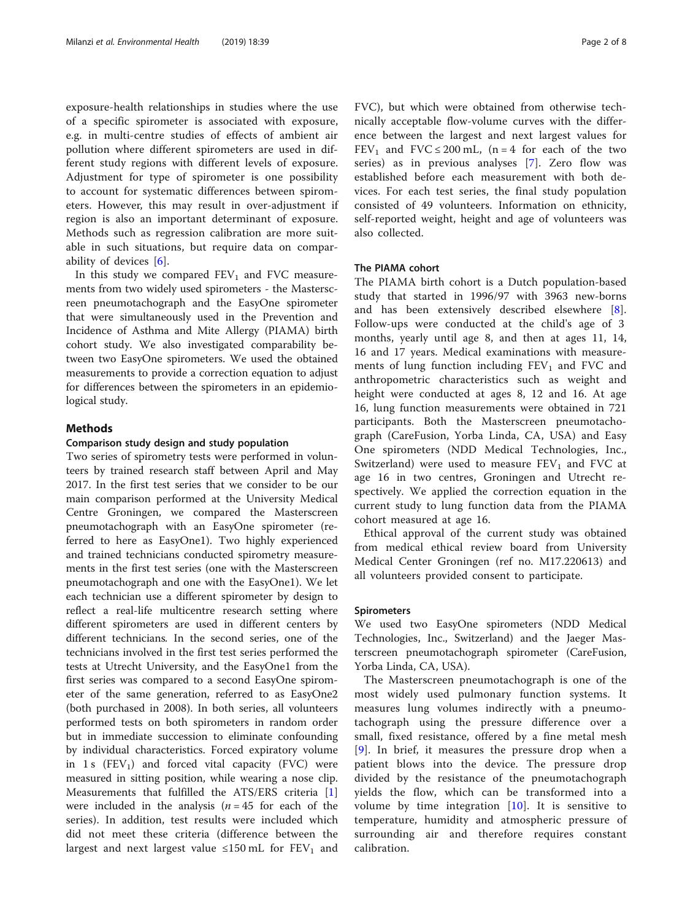exposure-health relationships in studies where the use of a specific spirometer is associated with exposure, e.g. in multi-centre studies of effects of ambient air pollution where different spirometers are used in different study regions with different levels of exposure. Adjustment for type of spirometer is one possibility to account for systematic differences between spirometers. However, this may result in over-adjustment if region is also an important determinant of exposure. Methods such as regression calibration are more suitable in such situations, but require data on comparability of devices [6].

In this study we compared $FEV_1$ and FVC measurements from two widely used spirometers - the Masterscreen pneumotachograph and the EasyOne spirometer that were simultaneously used in the Prevention and Incidence of Asthma and Mite Allergy (PIAMA) birth cohort study. We also investigated comparability between two EasyOne spirometers. We used the obtained measurements to provide a correction equation to adjust for differences between the spirometers in an epidemiological study.

## Methods

### Comparison study design and study population

Two series of spirometry tests were performed in volunteers by trained research staff between April and May 2017. In the first test series that we consider to be our main comparison performed at the University Medical Centre Groningen, we compared the Masterscreen pneumotachograph with an EasyOne spirometer (referred to here as EasyOne1). Two highly experienced and trained technicians conducted spirometry measurements in the first test series (one with the Masterscreen pneumotachograph and one with the EasyOne1). We let each technician use a different spirometer by design to reflect a real-life multicentre research setting where different spirometers are used in different centers by different technicians. In the second series, one of the technicians involved in the first test series performed the tests at Utrecht University, and the EasyOne1 from the first series was compared to a second EasyOne spirometer of the same generation, referred to as EasyOne2 (both purchased in 2008). In both series, all volunteers performed tests on both spirometers in random order but in immediate succession to eliminate confounding by individual characteristics. Forced expiratory volume in 1 s ($FEV_1$) and forced vital capacity (FVC) were measured in sitting position, while wearing a nose clip. Measurements that fulfilled the ATS/ERS criteria [1] were included in the analysis ($n = 45$ for each of the series). In addition, test results were included which did not meet these criteria (difference between the largest and next largest value ≤150 mL for $FEV_1$ and FVC), but which were obtained from otherwise technically acceptable flow-volume curves with the difference between the largest and next largest values for $FEV_1$ and FVC ≤ 200 mL, ($n = 4$ for each of the two series) as in previous analyses [7]. Zero flow was established before each measurement with both devices. For each test series, the final study population consisted of 49 volunteers. Information on ethnicity, self-reported weight, height and age of volunteers was also collected.

### The PIAMA cohort

The PIAMA birth cohort is a Dutch population-based study that started in 1996/97 with 3963 new-borns and has been extensively described elsewhere [8]. Follow-ups were conducted at the child's age of 3 months, yearly until age 8, and then at ages 11, 14, 16 and 17 years. Medical examinations with measurements of lung function including $FEV_1$ and FVC and anthropometric characteristics such as weight and height were conducted at ages 8, 12 and 16. At age 16, lung function measurements were obtained in 721 participants. Both the Masterscreen pneumotachograph (CareFusion, Yorba Linda, CA, USA) and Easy One spirometers (NDD Medical Technologies, Inc., Switzerland) were used to measure $FEV_1$ and FVC at age 16 in two centres, Groningen and Utrecht respectively. We applied the correction equation in the current study to lung function data from the PIAMA cohort measured at age 16.

Ethical approval of the current study was obtained from medical ethical review board from University Medical Center Groningen (ref no. M17.220613) and all volunteers provided consent to participate.

### Spirometers

We used two EasyOne spirometers (NDD Medical Technologies, Inc., Switzerland) and the Jaeger Masterscreen pneumotachograph spirometer (CareFusion, Yorba Linda, CA, USA).

The Masterscreen pneumotachograph is one of the most widely used pulmonary function systems. It measures lung volumes indirectly with a pneumotachograph using the pressure difference over a small, fixed resistance, offered by a fine metal mesh [9]. In brief, it measures the pressure drop when a patient blows into the device. The pressure drop divided by the resistance of the pneumotachograph yields the flow, which can be transformed into a volume by time integration [10]. It is sensitive to temperature, humidity and atmospheric pressure of surrounding air and therefore requires constant calibration.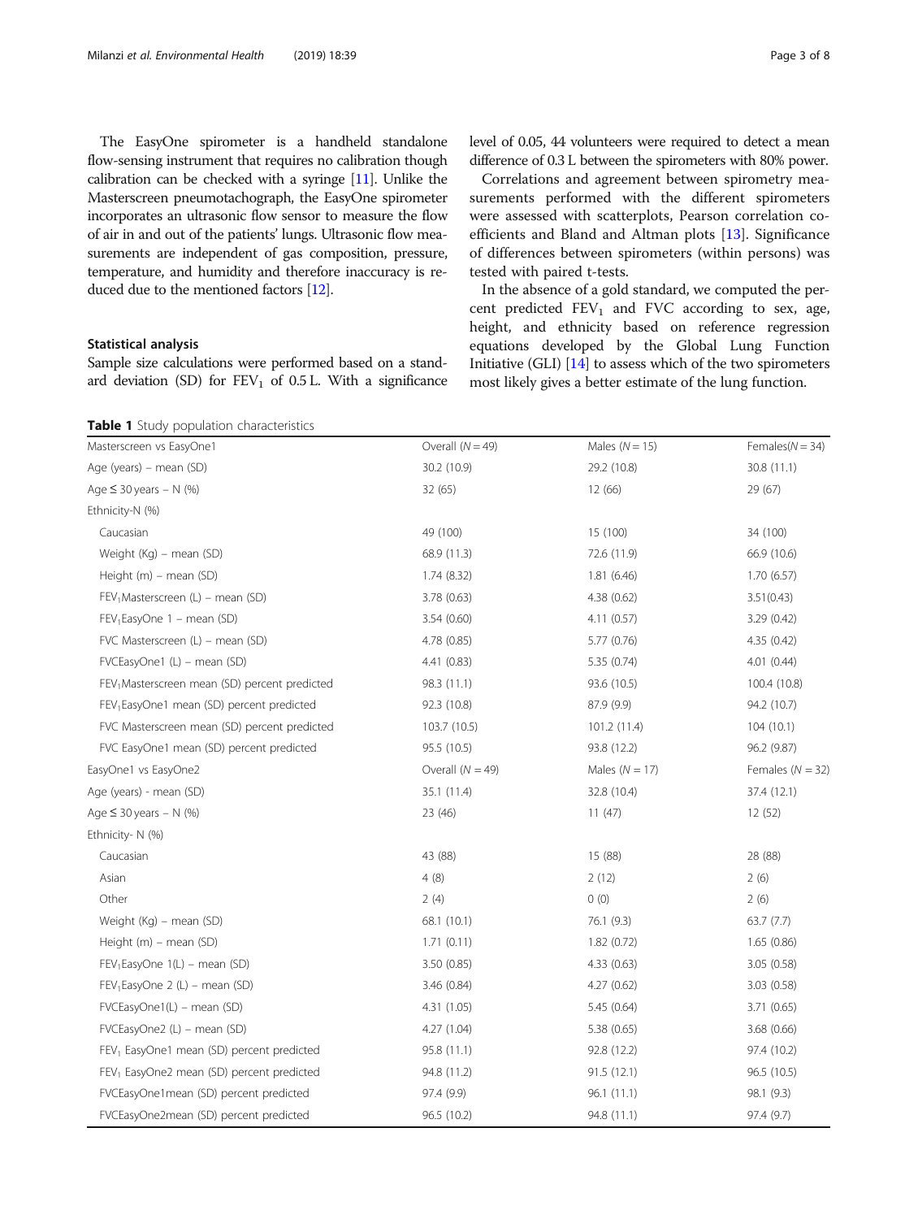The EasyOne spirometer is a handheld standalone flow-sensing instrument that requires no calibration though calibration can be checked with a syringe [11]. Unlike the Masterscreen pneumotachograph, the EasyOne spirometer incorporates an ultrasonic flow sensor to measure the flow of air in and out of the patients' lungs. Ultrasonic flow measurements are independent of gas composition, pressure, temperature, and humidity and therefore inaccuracy is reduced due to the mentioned factors [12].

### Statistical analysis

Sample size calculations were performed based on a standard deviation (SD) for $FEV_1$ of 0.5 L. With a significance level of 0.05, 44 volunteers were required to detect a mean difference of 0.3 L between the spirometers with 80% power.

Correlations and agreement between spirometry measurements performed with the different spirometers were assessed with scatterplots, Pearson correlation coefficients and Bland and Altman plots [13]. Significance of differences between spirometers (within persons) was tested with paired t-tests.

In the absence of a gold standard, we computed the percent predicted $FEV_1$ and FVC according to sex, age, height, and ethnicity based on reference regression equations developed by the Global Lung Function Initiative (GLI) [14] to assess which of the two spirometers most likely gives a better estimate of the lung function.

**Table 1** Study population characteristics

| Masterscreen vs EasyOne1 | Overall ($N = 49$) | Males ($N = 15$) | Females($N = 34$) |
|---|---|---|---|
| Age (years) – mean (SD) | 30.2 (10.9) | 29.2 (10.8) | 30.8 (11.1) |
| Age ≤ 30 years – N (%) | 32 (65) | 12 (66) | 29 (67) |
| Ethnicity-N (%) | | | |
| Caucasian | 49 (100) | 15 (100) | 34 (100) |
| Weight (Kg) – mean (SD) | 68.9 (11.3) | 72.6 (11.9) | 66.9 (10.6) |
| Height (m) – mean (SD) | 1.74 (8.32) | 1.81 (6.46) | 1.70 (6.57) |
| $FEV_1$Masterscreen (L) – mean (SD) | 3.78 (0.63) | 4.38 (0.62) | 3.51(0.43) |
| $FEV_1$EasyOne 1 – mean (SD) | 3.54 (0.60) | 4.11 (0.57) | 3.29 (0.42) |
| FVC Masterscreen (L) – mean (SD) | 4.78 (0.85) | 5.77 (0.76) | 4.35 (0.42) |
| FVCEasyOne1 (L) – mean (SD) | 4.41 (0.83) | 5.35 (0.74) | 4.01 (0.44) |
| $FEV_1$Masterscreen mean (SD) percent predicted | 98.3 (11.1) | 93.6 (10.5) | 100.4 (10.8) |
| $FEV_1$EasyOne1 mean (SD) percent predicted | 92.3 (10.8) | 87.9 (9.9) | 94.2 (10.7) |
| FVC Masterscreen mean (SD) percent predicted | 103.7 (10.5) | 101.2 (11.4) | 104 (10.1) |
| FVC EasyOne1 mean (SD) percent predicted | 95.5 (10.5) | 93.8 (12.2) | 96.2 (9.87) |
| EasyOne1 vs EasyOne2 | Overall ($N = 49$) | Males ($N = 17$) | Females ($N = 32$) |
| Age (years) - mean (SD) | 35.1 (11.4) | 32.8 (10.4) | 37.4 (12.1) |
| Age ≤ 30 years – N (%) | 23 (46) | 11 (47) | 12 (52) |
| Ethnicity- N (%) | | | |
| Caucasian | 43 (88) | 15 (88) | 28 (88) |
| Asian | 4 (8) | 2 (12) | 2 (6) |
| Other | 2 (4) | 0 (0) | 2 (6) |
| Weight (Kg) – mean (SD) | 68.1 (10.1) | 76.1 (9.3) | 63.7 (7.7) |
| Height (m) – mean (SD) | 1.71 (0.11) | 1.82 (0.72) | 1.65 (0.86) |
| $FEV_1$EasyOne 1(L) – mean (SD) | 3.50 (0.85) | 4.33 (0.63) | 3.05 (0.58) |
| $FEV_1$EasyOne 2 (L) – mean (SD) | 3.46 (0.84) | 4.27 (0.62) | 3.03 (0.58) |
| FVCEasyOne1(L) – mean (SD) | 4.31 (1.05) | 5.45 (0.64) | 3.71 (0.65) |
| FVCEasyOne2 (L) – mean (SD) | 4.27 (1.04) | 5.38 (0.65) | 3.68 (0.66) |
| $FEV_1$ EasyOne1 mean (SD) percent predicted | 95.8 (11.1) | 92.8 (12.2) | 97.4 (10.2) |
| $FEV_1$ EasyOne2 mean (SD) percent predicted | 94.8 (11.2) | 91.5 (12.1) | 96.5 (10.5) |
| FVCEasyOne1mean (SD) percent predicted | 97.4 (9.9) | 96.1 (11.1) | 98.1 (9.3) |
| FVCEasyOne2mean (SD) percent predicted | 96.5 (10.2) | 94.8 (11.1) | 97.4 (9.7) |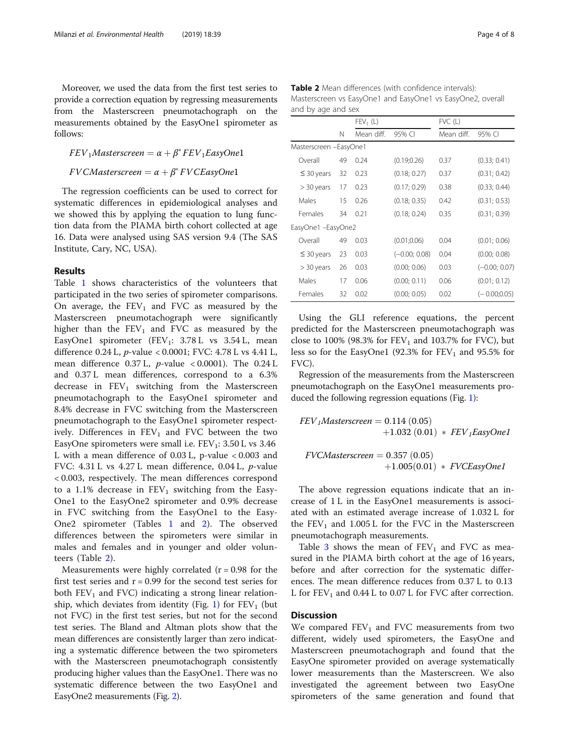Moreover, we used the data from the first test series to provide a correction equation by regressing measurements from the Masterscreen pneumotachograph on the measurements obtained by the EasyOne1 spirometer as follows:

$$FEV_1 Masterscreen = \alpha + \beta^* FEV_1 EasyOne1$$

$$FVC Masterscreen = \alpha + \beta^* FVC EasyOne1$$

The regression coefficients can be used to correct for systematic differences in epidemiological analyses and we showed this by applying the equation to lung function data from the PIAMA birth cohort collected at age 16. Data were analysed using SAS version 9.4 (The SAS Institute, Cary, NC, USA).

## Results

Table 1 shows characteristics of the volunteers that participated in the two series of spirometer comparisons. On average, the $FEV_1$ and FVC as measured by the Masterscreen pneumotachograph were significantly higher than the $FEV_1$ and FVC as measured by the EasyOne1 spirometer ($FEV_1$: 3.78 L vs 3.54 L, mean difference 0.24 L, $p$-value < 0.0001; FVC: 4.78 L vs 4.41 L, mean difference 0.37 L, $p$-value < 0.0001). The 0.24 L and 0.37 L mean differences, correspond to a 6.3% decrease in $FEV_1$ switching from the Masterscreen pneumotachograph to the EasyOne1 spirometer and 8.4% decrease in FVC switching from the Masterscreen pneumotachograph to the EasyOne1 spirometer respectively. Differences in $FEV_1$ and FVC between the two EasyOne spirometers were small i.e. $FEV_1$: 3.50 L vs 3.46 L with a mean difference of 0.03 L, p-value < 0.003 and FVC: 4.31 L vs 4.27 L mean difference, 0.04 L, $p$-value < 0.003, respectively. The mean differences correspond to a 1.1% decrease in $FEV_1$ switching from the EasyOne1 to the EasyOne2 spirometer and 0.9% decrease in FVC switching from the EasyOne1 to the EasyOne2 spirometer (Tables 1 and 2). The observed differences between the spirometers were similar in males and females and in younger and older volunteers (Table 2).

Measurements were highly correlated (r = 0.98 for the first test series and r = 0.99 for the second test series for both $FEV_1$ and FVC) indicating a strong linear relationship, which deviates from identity (Fig. 1) for $FEV_1$ (but not FVC) in the first test series, but not for the second test series. The Bland and Altman plots show that the mean differences are consistently larger than zero indicating a systematic difference between the two spirometers with the Masterscreen pneumotachograph consistently producing higher values than the EasyOne1. There was no systematic difference between the two EasyOne1 and EasyOne2 measurements (Fig. 2).

**Table 2** Mean differences (with confidence intervals): Masterscreen vs EasyOne1 and EasyOne1 vs EasyOne2, overall and by age and sex

| | | $FEV_1$ (L) | | FVC (L) | |
|---|---|---|---|---|---|
| | N | Mean diff. | 95% CI | Mean diff. | 95% CI |
| Masterscreen –EasyOne1 | | | | | |
| Overall | 49 | 0.24 | (0.19;0.26) | 0.37 | (0.33; 0.41) |
| ≤ 30 years | 32 | 0.23 | (0.18; 0.27) | 0.37 | (0.31; 0.42) |
| > 30 years | 17 | 0.23 | (0.17; 0.29) | 0.38 | (0.33; 0.44) |
| Males | 15 | 0.26 | (0.18; 0.35) | 0.42 | (0.31; 0.53) |
| Females | 34 | 0.21 | (0.18; 0.24) | 0.35 | (0.31; 0.39) |
| EasyOne1 –EasyOne2 | | | | | |
| Overall | 49 | 0.03 | (0.01;0.06) | 0.04 | (0.01; 0.06) |
| ≤ 30 years | 23 | 0.03 | (−0.00; 0.08) | 0.04 | (0.00; 0.08) |
| > 30 years | 26 | 0.03 | (0.00; 0.06) | 0.03 | (−0.00; 0.07) |
| Males | 17 | 0.06 | (0.00; 0.11) | 0.06 | (0.01; 0.12) |
| Females | 32 | 0.02 | (0.00; 0.05) | 0.02 | (− 0.00;0.05) |

Using the GLI reference equations, the percent predicted for the Masterscreen pneumotachograph was close to 100% (98.3% for $FEV_1$ and 103.7% for FVC), but less so for the EasyOne1 (92.3% for $FEV_1$ and 95.5% for FVC).

Regression of the measurements from the Masterscreen pneumotachograph on the EasyOne1 measurements produced the following regression equations (Fig. 1):

$$FEV_1 Masterscreen = 0.114\ (0.05) + 1.032\ (0.01) * FEV_1 EasyOne1$$

$$FVC Masterscreen = 0.357\ (0.05) + 1.005 (0.01) * FVC EasyOne1$$

The above regression equations indicate that an increase of 1 L in the EasyOne1 measurements is associated with an estimated average increase of 1.032 L for the $FEV_1$ and 1.005 L for the FVC in the Masterscreen pneumotachograph measurements.

Table 3 shows the mean of $FEV_1$ and FVC as measured in the PIAMA birth cohort at the age of 16 years, before and after correction for the systematic differences. The mean difference reduces from 0.37 L to 0.13 L for $FEV_1$ and 0.44 L to 0.07 L for FVC after correction.

## Discussion

We compared $FEV_1$ and FVC measurements from two different, widely used spirometers, the EasyOne and Masterscreen pneumotachograph and found that the EasyOne spirometer provided on average systematically lower measurements than the Masterscreen. We also investigated the agreement between two EasyOne spirometers of the same generation and found that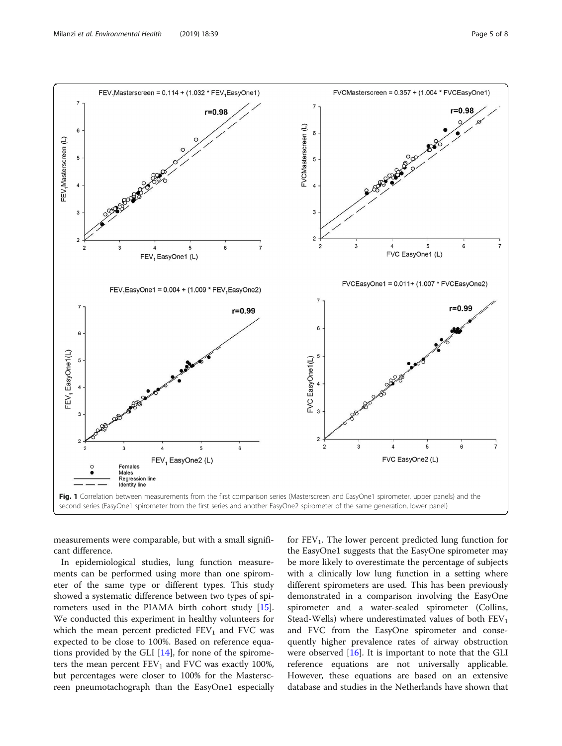Fig. 1 Correlation between measurements from the first comparison series (Masterscreen and EasyOne1 spirometer, upper panels) and the second series (EasyOne1 spirometer from the first series and another EasyOne2 spirometer of the same generation, lower panel)

measurements were comparable, but with a small significant difference.

In epidemiological studies, lung function measurements can be performed using more than one spirometer of the same type or different types. This study showed a systematic difference between two types of spirometers used in the PIAMA birth cohort study [15]. We conducted this experiment in healthy volunteers for which the mean percent predicted $FEV_1$ and FVC was expected to be close to 100%. Based on reference equations provided by the GLI [14], for none of the spirometers the mean percent $FEV_1$ and FVC was exactly 100%, but percentages were closer to 100% for the Masterscreen pneumotachograph than the EasyOne1 especially for $FEV_1$. The lower percent predicted lung function for the EasyOne1 suggests that the EasyOne spirometer may be more likely to overestimate the percentage of subjects with a clinically low lung function in a setting where different spirometers are used. This has been previously demonstrated in a comparison involving the EasyOne spirometer and a water-sealed spirometer (Collins, Stead-Wells) where underestimated values of both $FEV_1$ and FVC from the EasyOne spirometer and consequently higher prevalence rates of airway obstruction were observed [16]. It is important to note that the GLI reference equations are not universally applicable. However, these equations are based on an extensive database and studies in the Netherlands have shown that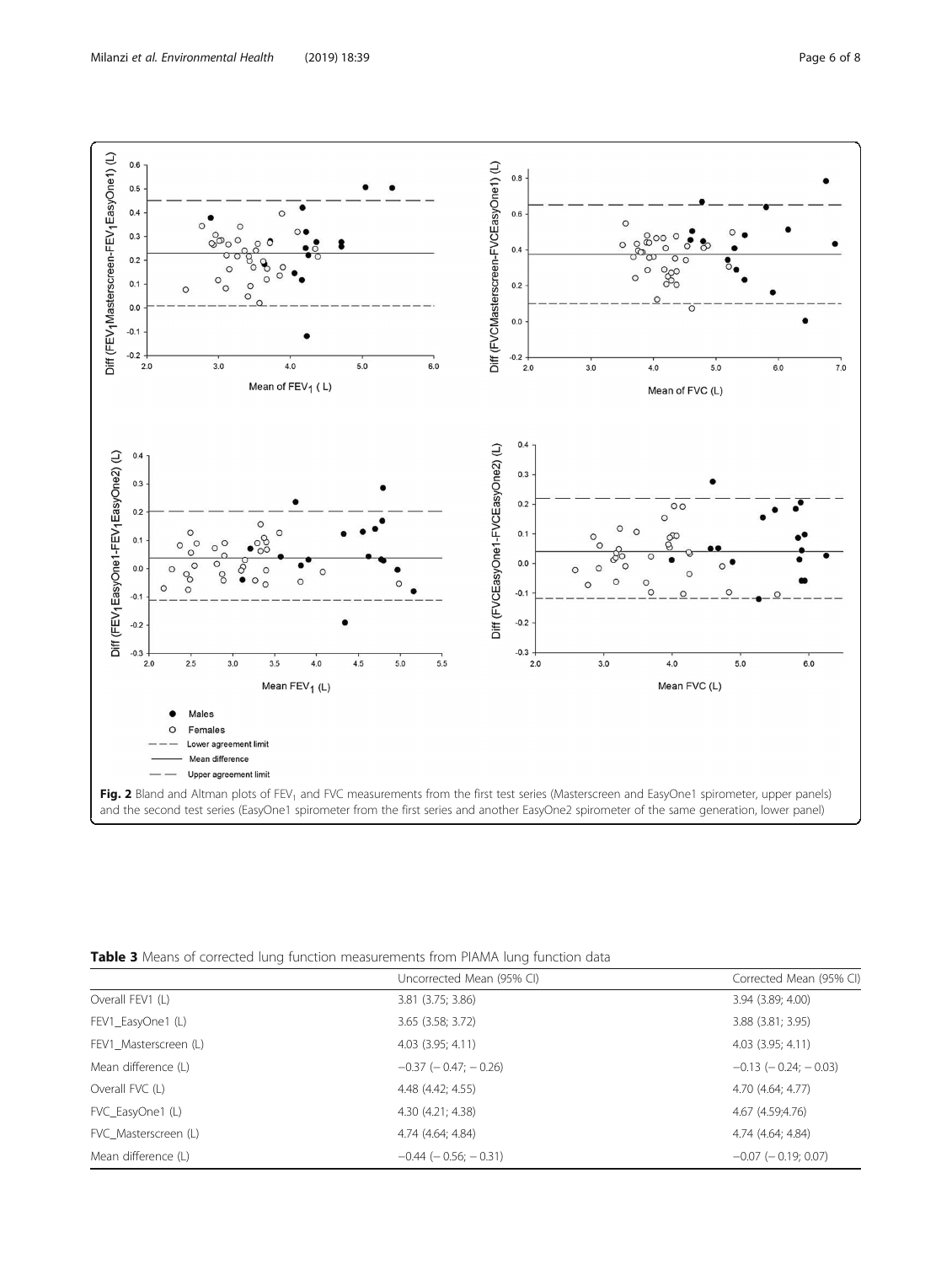**Fig. 2** Bland and Altman plots of $FEV_1$ and FVC measurements from the first test series (Masterscreen and EasyOne1 spirometer, upper panels) and the second test series (EasyOne1 spirometer from the first series and another EasyOne2 spirometer of the same generation, lower panel)

**Table 3** Means of corrected lung function measurements from PIAMA lung function data

| | Uncorrected Mean (95% CI) | Corrected Mean (95% CI) |
|---|---|---|
| Overall FEV1 (L) | 3.81 (3.75; 3.86) | 3.94 (3.89; 4.00) |
| FEV1_EasyOne1 (L) | 3.65 (3.58; 3.72) | 3.88 (3.81; 3.95) |
| FEV1_Masterscreen (L) | 4.03 (3.95; 4.11) | 4.03 (3.95; 4.11) |
| Mean difference (L) | −0.37 (− 0.47; − 0.26) | −0.13 (− 0.24; − 0.03) |
| Overall FVC (L) | 4.48 (4.42; 4.55) | 4.70 (4.64; 4.77) |
| FVC_EasyOne1 (L) | 4.30 (4.21; 4.38) | 4.67 (4.59;4.76) |
| FVC_Masterscreen (L) | 4.74 (4.64; 4.84) | 4.74 (4.64; 4.84) |
| Mean difference (L) | −0.44 (− 0.56; − 0.31) | −0.07 (− 0.19; 0.07) |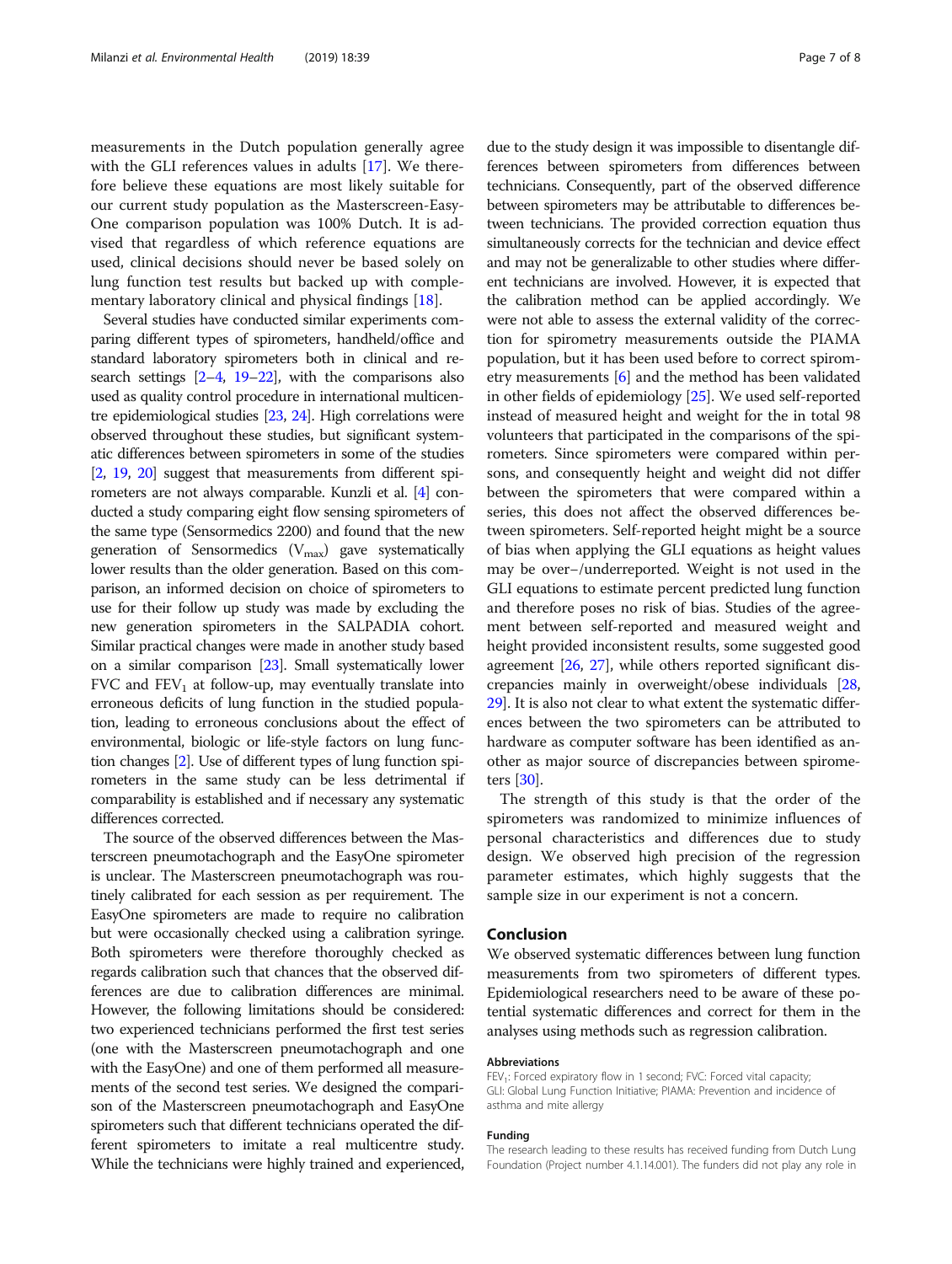measurements in the Dutch population generally agree with the GLI references values in adults [17]. We therefore believe these equations are most likely suitable for our current study population as the Masterscreen-EasyOne comparison population was 100% Dutch. It is advised that regardless of which reference equations are used, clinical decisions should never be based solely on lung function test results but backed up with complementary laboratory clinical and physical findings [18].

Several studies have conducted similar experiments comparing different types of spirometers, handheld/office and standard laboratory spirometers both in clinical and research settings [2–4, 19–22], with the comparisons also used as quality control procedure in international multicentre epidemiological studies [23, 24]. High correlations were observed throughout these studies, but significant systematic differences between spirometers in some of the studies [2, 19, 20] suggest that measurements from different spirometers are not always comparable. Kunzli et al. [4] conducted a study comparing eight flow sensing spirometers of the same type (Sensormedics 2200) and found that the new generation of Sensormedics ($V_{max}$) gave systematically lower results than the older generation. Based on this comparison, an informed decision on choice of spirometers to use for their follow up study was made by excluding the new generation spirometers in the SALPADIA cohort. Similar practical changes were made in another study based on a similar comparison [23]. Small systematically lower FVC and $FEV_1$ at follow-up, may eventually translate into erroneous deficits of lung function in the studied population, leading to erroneous conclusions about the effect of environmental, biologic or life-style factors on lung function changes [2]. Use of different types of lung function spirometers in the same study can be less detrimental if comparability is established and if necessary any systematic differences corrected.

The source of the observed differences between the Masterscreen pneumotachograph and the EasyOne spirometer is unclear. The Masterscreen pneumotachograph was routinely calibrated for each session as per requirement. The EasyOne spirometers are made to require no calibration but were occasionally checked using a calibration syringe. Both spirometers were therefore thoroughly checked as regards calibration such that chances that the observed differences are due to calibration differences are minimal. However, the following limitations should be considered: two experienced technicians performed the first test series (one with the Masterscreen pneumotachograph and one with the EasyOne) and one of them performed all measurements of the second test series. We designed the comparison of the Masterscreen pneumotachograph and EasyOne spirometers such that different technicians operated the different spirometers to imitate a real multicentre study. While the technicians were highly trained and experienced, due to the study design it was impossible to disentangle differences between spirometers from differences between technicians. Consequently, part of the observed difference between spirometers may be attributable to differences between technicians. The provided correction equation thus simultaneously corrects for the technician and device effect and may not be generalizable to other studies where different technicians are involved. However, it is expected that the calibration method can be applied accordingly. We were not able to assess the external validity of the correction for spirometry measurements outside the PIAMA population, but it has been used before to correct spirometry measurements [6] and the method has been validated in other fields of epidemiology [25]. We used self-reported instead of measured height and weight for the in total 98 volunteers that participated in the comparisons of the spirometers. Since spirometers were compared within persons, and consequently height and weight did not differ between the spirometers that were compared within a series, this does not affect the observed differences between spirometers. Self-reported height might be a source of bias when applying the GLI equations as height values may be over−/underreported. Weight is not used in the GLI equations to estimate percent predicted lung function and therefore poses no risk of bias. Studies of the agreement between self-reported and measured weight and height provided inconsistent results, some suggested good agreement [26, 27], while others reported significant discrepancies mainly in overweight/obese individuals [28, 29]. It is also not clear to what extent the systematic differences between the two spirometers can be attributed to hardware as computer software has been identified as another as major source of discrepancies between spirometers [30].

The strength of this study is that the order of the spirometers was randomized to minimize influences of personal characteristics and differences due to study design. We observed high precision of the regression parameter estimates, which highly suggests that the sample size in our experiment is not a concern.

## Conclusion

We observed systematic differences between lung function measurements from two spirometers of different types. Epidemiological researchers need to be aware of these potential systematic differences and correct for them in the analyses using methods such as regression calibration.

#### Abbreviations

$FEV_1$: Forced expiratory flow in 1 second; FVC: Forced vital capacity; GLI: Global Lung Function Initiative; PIAMA: Prevention and incidence of asthma and mite allergy

#### Funding

The research leading to these results has received funding from Dutch Lung Foundation (Project number 4.1.14.001). The funders did not play any role in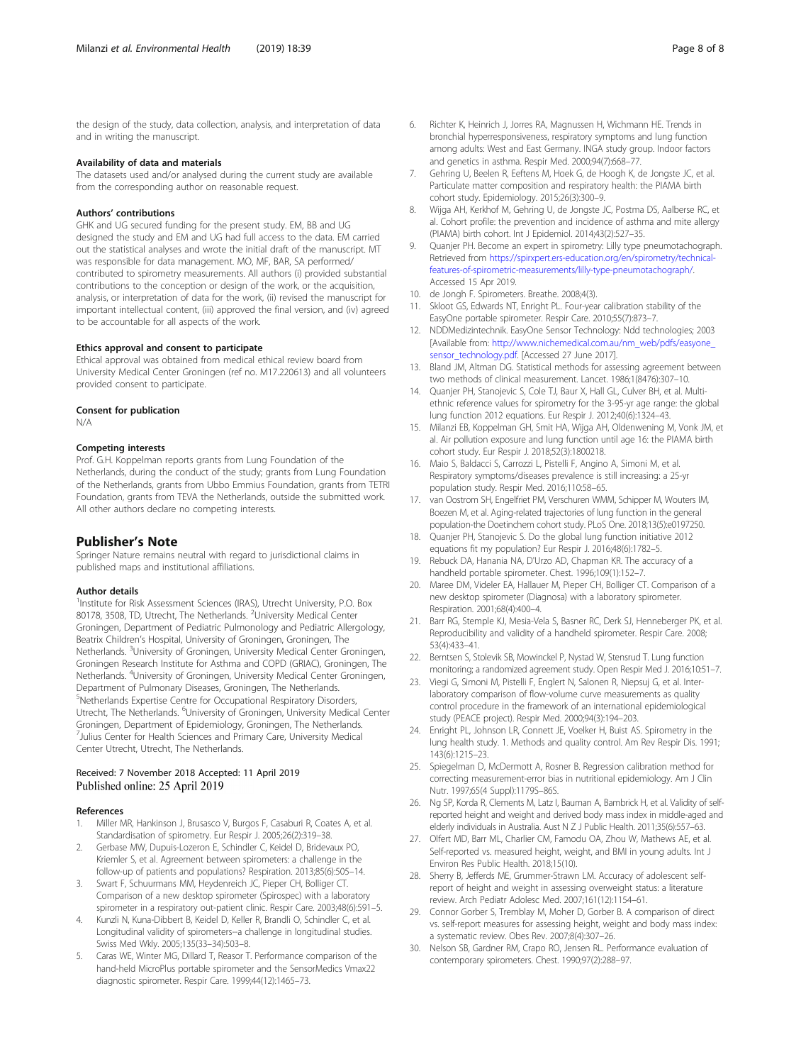the design of the study, data collection, analysis, and interpretation of data and in writing the manuscript.

#### Availability of data and materials

The datasets used and/or analysed during the current study are available from the corresponding author on reasonable request.

#### Authors' contributions

GHK and UG secured funding for the present study. EM, BB and UG designed the study and EM and UG had full access to the data. EM carried out the statistical analyses and wrote the initial draft of the manuscript. MT was responsible for data management. MO, MF, BAR, SA performed/contributed to spirometry measurements. All authors (i) provided substantial contributions to the conception or design of the work, or the acquisition, analysis, or interpretation of data for the work, (ii) revised the manuscript for important intellectual content, (iii) approved the final version, and (iv) agreed to be accountable for all aspects of the work.

#### Ethics approval and consent to participate

Ethical approval was obtained from medical ethical review board from University Medical Center Groningen (ref no. M17.220613) and all volunteers provided consent to participate.

#### Consent for publication

N/A

#### Competing interests

Prof. G.H. Koppelman reports grants from Lung Foundation of the Netherlands, during the conduct of the study; grants from Lung Foundation of the Netherlands, grants from Ubbo Emmius Foundation, grants from TETRI Foundation, grants from TEVA the Netherlands, outside the submitted work. All other authors declare no competing interests.

## Publisher's Note

Springer Nature remains neutral with regard to jurisdictional claims in published maps and institutional affiliations.

#### Author details

[1]Institute for Risk Assessment Sciences (IRAS), Utrecht University, P.O. Box 80178, 3508, TD, Utrecht, The Netherlands. [2]University Medical Center Groningen, Department of Pediatric Pulmonology and Pediatric Allergology, Beatrix Children's Hospital, University of Groningen, Groningen, The Netherlands. [3]University of Groningen, University Medical Center Groningen, Groningen Research Institute for Asthma and COPD (GRIAC), Groningen, The Netherlands. [4]University of Groningen, University Medical Center Groningen, Department of Pulmonary Diseases, Groningen, The Netherlands. [5]Netherlands Expertise Centre for Occupational Respiratory Disorders, Utrecht, The Netherlands. [6]University of Groningen, University Medical Center Groningen, Department of Epidemiology, Groningen, The Netherlands. [7]Julius Center for Health Sciences and Primary Care, University Medical Center Utrecht, Utrecht, The Netherlands.

Received: 7 November 2018 Accepted: 11 April 2019
Published online: 25 April 2019

#### References

1. Miller MR, Hankinson J, Brusasco V, Burgos F, Casaburi R, Coates A, et al. Standardisation of spirometry. Eur Respir J. 2005;26(2):319–38.
2. Gerbase MW, Dupuis-Lozeron E, Schindler C, Keidel D, Bridevaux PO, Kriemler S, et al. Agreement between spirometers: a challenge in the follow-up of patients and populations? Respiration. 2013;85(6):505–14.
3. Swart F, Schuurmans MM, Heydenreich JC, Pieper CH, Bolliger CT. Comparison of a new desktop spirometer (Spirospec) with a laboratory spirometer in a respiratory out-patient clinic. Respir Care. 2003;48(6):591–5.
4. Kunzli N, Kuna-Dibbert B, Keidel D, Keller R, Brandli O, Schindler C, et al. Longitudinal validity of spirometers--a challenge in longitudinal studies. Swiss Med Wkly. 2005;135(33–34):503–8.
5. Caras WE, Winter MG, Dillard T, Reasor T. Performance comparison of the hand-held MicroPlus portable spirometer and the SensorMedics Vmax22 diagnostic spirometer. Respir Care. 1999;44(12):1465–73.
6. Richter K, Heinrich J, Jorres RA, Magnussen H, Wichmann HE. Trends in bronchial hyperresponsiveness, respiratory symptoms and lung function among adults: West and East Germany. INGA study group. Indoor factors and genetics in asthma. Respir Med. 2000;94(7):668–77.
7. Gehring U, Beelen R, Eeftens M, Hoek G, de Hoogh K, de Jongste JC, et al. Particulate matter composition and respiratory health: the PIAMA birth cohort study. Epidemiology. 2015;26(3):300–9.
8. Wijga AH, Kerkhof M, Gehring U, de Jongste JC, Postma DS, Aalberse RC, et al. Cohort profile: the prevention and incidence of asthma and mite allergy (PIAMA) birth cohort. Int J Epidemiol. 2014;43(2):527–35.
9. Quanjer PH. Become an expert in spirometry: Lilly type pneumotachograph. Retrieved from https://spirxpert.ers-education.org/en/spirometry/technical-features-of-spirometric-measurements/lilly-type-pneumotachograph/. Accessed 15 Apr 2019.
10. de Jongh F. Spirometers. Breathe. 2008;4(3).
11. Skloot GS, Edwards NT, Enright PL. Four-year calibration stability of the EasyOne portable spirometer. Respir Care. 2010;55(7):873–7.
12. NDDMedizintechnik. EasyOne Sensor Technology: Ndd technologies; 2003 [Available from: http://www.nichemedical.com.au/nm_web/pdfs/easyone_sensor_technology.pdf. [Accessed 27 June 2017].
13. Bland JM, Altman DG. Statistical methods for assessing agreement between two methods of clinical measurement. Lancet. 1986;1(8476):307–10.
14. Quanjer PH, Stanojevic S, Cole TJ, Baur X, Hall GL, Culver BH, et al. Multi-ethnic reference values for spirometry for the 3-95-yr age range: the global lung function 2012 equations. Eur Respir J. 2012;40(6):1324–43.
15. Milanzi EB, Koppelman GH, Smit HA, Wijga AH, Oldenwening M, Vonk JM, et al. Air pollution exposure and lung function until age 16: the PIAMA birth cohort study. Eur Respir J. 2018;52(3):1800218.
16. Maio S, Baldacci S, Carrozzi L, Pistelli F, Angino A, Simoni M, et al. Respiratory symptoms/diseases prevalence is still increasing: a 25-yr population study. Respir Med. 2016;110:58–65.
17. van Oostrom SH, Engelfriet PM, Verschuren WMM, Schipper M, Wouters IM, Boezen M, et al. Aging-related trajectories of lung function in the general population-the Doetinchem cohort study. PLoS One. 2018;13(5):e0197250.
18. Quanjer PH, Stanojevic S. Do the global lung function initiative 2012 equations fit my population? Eur Respir J. 2016;48(6):1782–5.
19. Rebuck DA, Hanania NA, D'Urzo AD, Chapman KR. The accuracy of a handheld portable spirometer. Chest. 1996;109(1):152–7.
20. Maree DM, Videler EA, Hallauer M, Pieper CH, Bolliger CT. Comparison of a new desktop spirometer (Diagnosa) with a laboratory spirometer. Respiration. 2001;68(4):400–4.
21. Barr RG, Stemple KJ, Mesia-Vela S, Basner RC, Derk SJ, Henneberger PK, et al. Reproducibility and validity of a handheld spirometer. Respir Care. 2008;53(4):433–41.
22. Berntsen S, Stolevik SB, Mowinckel P, Nystad W, Stensrud T. Lung function monitoring; a randomized agreement study. Open Respir Med J. 2016;10:51–7.
23. Viegi G, Simoni M, Pistelli F, Englert N, Salonen R, Niepsuj G, et al. Inter-laboratory comparison of flow-volume curve measurements as quality control procedure in the framework of an international epidemiological study (PEACE project). Respir Med. 2000;94(3):194–203.
24. Enright PL, Johnson LR, Connett JE, Voelker H, Buist AS. Spirometry in the lung health study. 1. Methods and quality control. Am Rev Respir Dis. 1991;143(6):1215–23.
25. Spiegelman D, McDermott A, Rosner B. Regression calibration method for correcting measurement-error bias in nutritional epidemiology. Am J Clin Nutr. 1997;65(4 Suppl):1179S–86S.
26. Ng SP, Korda R, Clements M, Latz I, Bauman A, Bambrick H, et al. Validity of self-reported height and weight and derived body mass index in middle-aged and elderly individuals in Australia. Aust N Z J Public Health. 2011;35(6):557–63.
27. Olfert MD, Barr ML, Charlier CM, Famodu OA, Zhou W, Mathews AE, et al. Self-reported vs. measured height, weight, and BMI in young adults. Int J Environ Res Public Health. 2018;15(10).
28. Sherry B, Jefferds ME, Grummer-Strawn LM. Accuracy of adolescent self-report of height and weight in assessing overweight status: a literature review. Arch Pediatr Adolesc Med. 2007;161(12):1154–61.
29. Connor Gorber S, Tremblay M, Moher D, Gorber B. A comparison of direct vs. self-report measures for assessing height, weight and body mass index: a systematic review. Obes Rev. 2007;8(4):307–26.
30. Nelson SB, Gardner RM, Crapo RO, Jensen RL. Performance evaluation of contemporary spirometers. Chest. 1990;97(2):288–97.